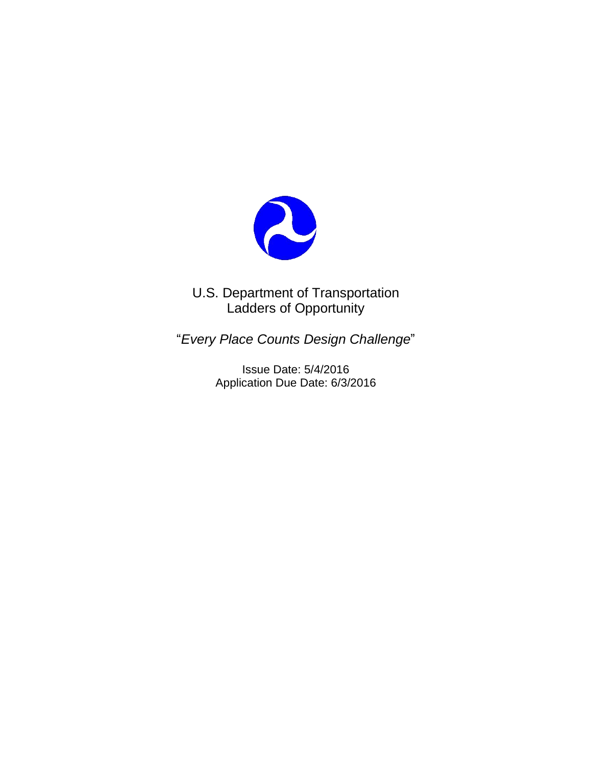U.S. Department of Transportation
Ladders of Opportunity

"*Every Place Counts Design Challenge*"

Issue Date: 5/4/2016
Application Due Date: 6/3/2016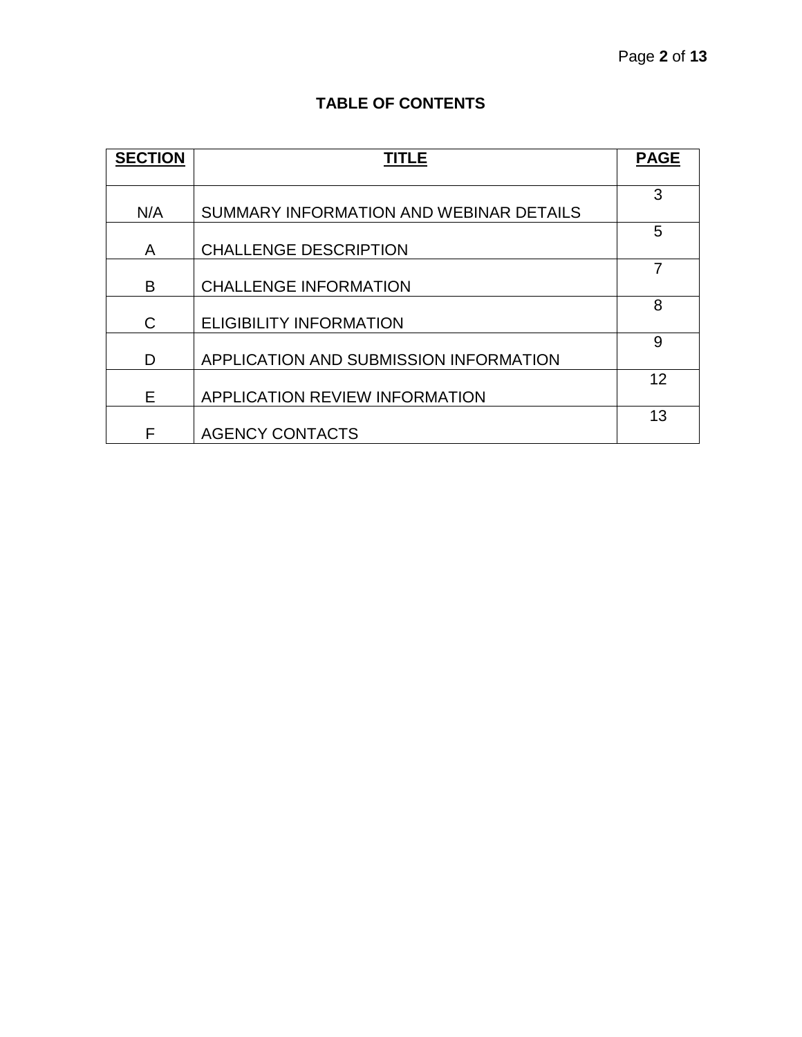# TABLE OF CONTENTS

| SECTION | TITLE | PAGE |
|---|---|---|
| N/A | SUMMARY INFORMATION AND WEBINAR DETAILS | 3 |
| A | CHALLENGE DESCRIPTION | 5 |
| B | CHALLENGE INFORMATION | 7 |
| C | ELIGIBILITY INFORMATION | 8 |
| D | APPLICATION AND SUBMISSION INFORMATION | 9 |
| E | APPLICATION REVIEW INFORMATION | 12 |
| F | AGENCY CONTACTS | 13 |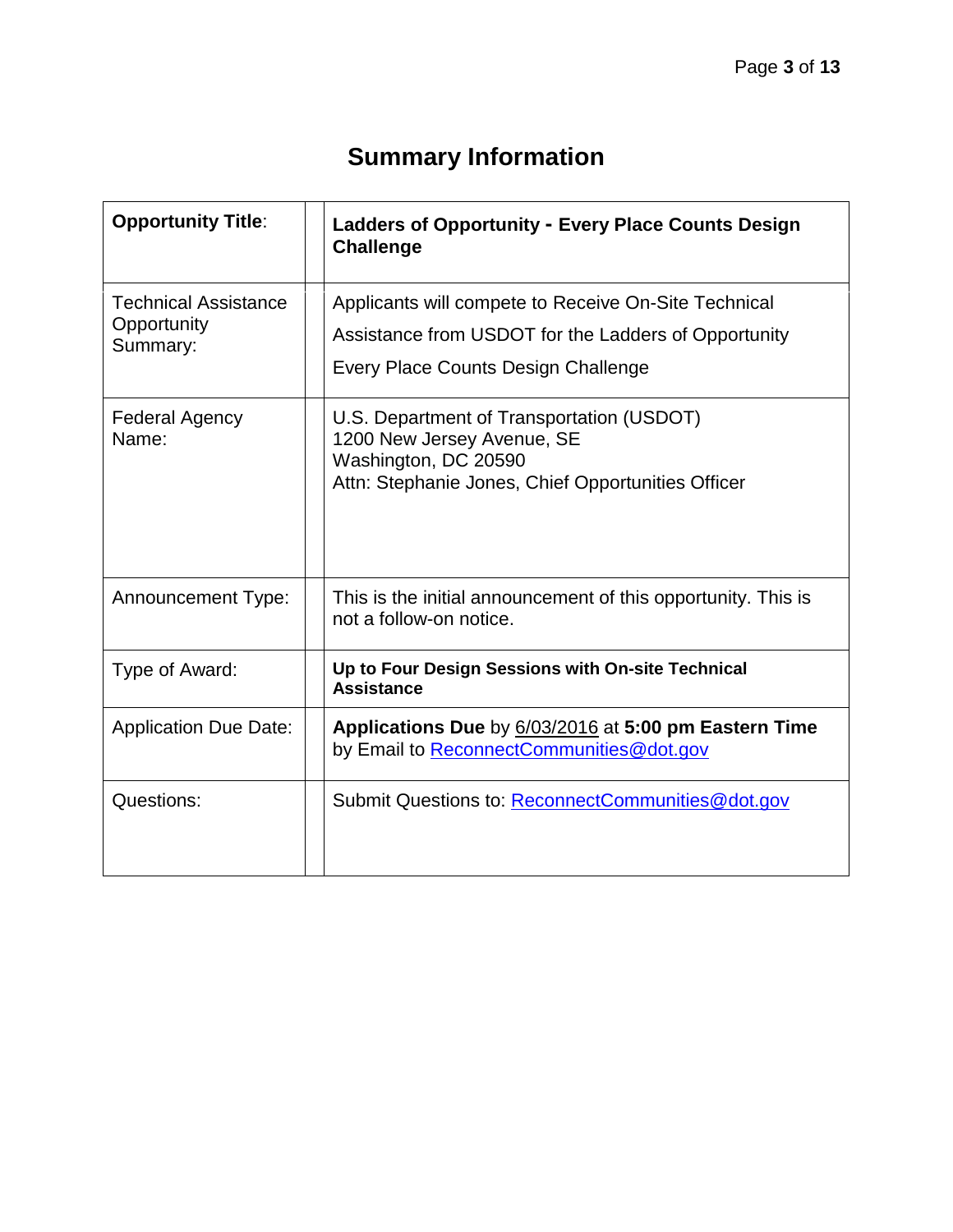# Summary Information

| **Opportunity Title**: | **Ladders of Opportunity - Every Place Counts Design Challenge** |
|---|---|
| Technical Assistance Opportunity Summary: | Applicants will compete to Receive On-Site Technical Assistance from USDOT for the Ladders of Opportunity Every Place Counts Design Challenge |
| Federal Agency Name: | U.S. Department of Transportation (USDOT)<br>1200 New Jersey Avenue, SE<br>Washington, DC 20590<br>Attn: Stephanie Jones, Chief Opportunities Officer |
| Announcement Type: | This is the initial announcement of this opportunity. This is not a follow-on notice. |
| Type of Award: | **Up to Four Design Sessions with On-site Technical Assistance** |
| Application Due Date: | **Applications Due** by 6/03/2016 at **5:00 pm Eastern Time** by Email to ReconnectCommunities@dot.gov |
| Questions: | Submit Questions to: ReconnectCommunities@dot.gov |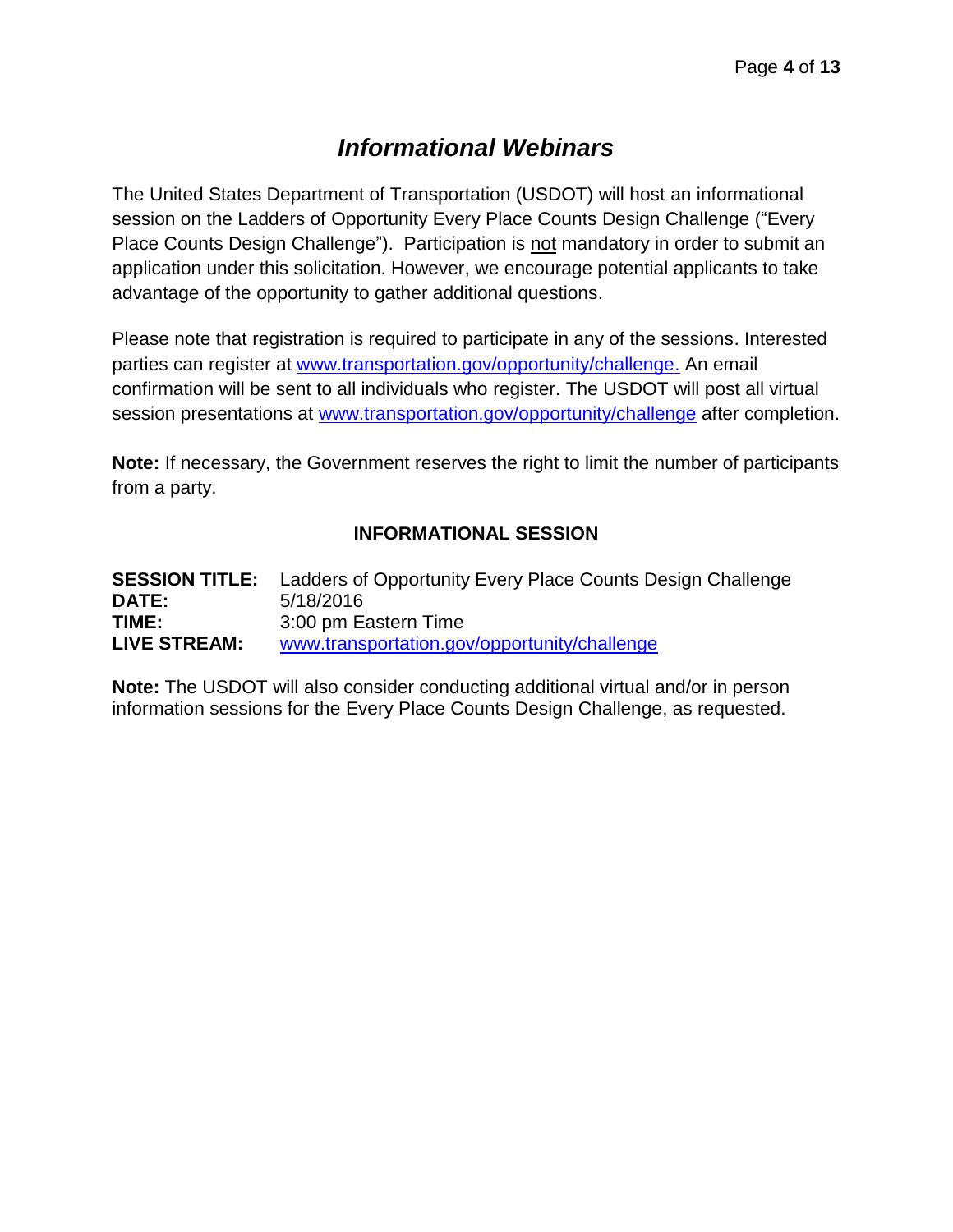# *Informational Webinars*

The United States Department of Transportation (USDOT) will host an informational session on the Ladders of Opportunity Every Place Counts Design Challenge ("Every Place Counts Design Challenge"). Participation is <u>not</u> mandatory in order to submit an application under this solicitation. However, we encourage potential applicants to take advantage of the opportunity to gather additional questions.

Please note that registration is required to participate in any of the sessions. Interested parties can register at www.transportation.gov/opportunity/challenge. An email confirmation will be sent to all individuals who register. The USDOT will post all virtual session presentations at www.transportation.gov/opportunity/challenge after completion.

**Note:** If necessary, the Government reserves the right to limit the number of participants from a party.

**INFORMATIONAL SESSION**

**SESSION TITLE:** Ladders of Opportunity Every Place Counts Design Challenge
**DATE:** 5/18/2016
**TIME:** 3:00 pm Eastern Time
**LIVE STREAM:** www.transportation.gov/opportunity/challenge

**Note:** The USDOT will also consider conducting additional virtual and/or in person information sessions for the Every Place Counts Design Challenge, as requested.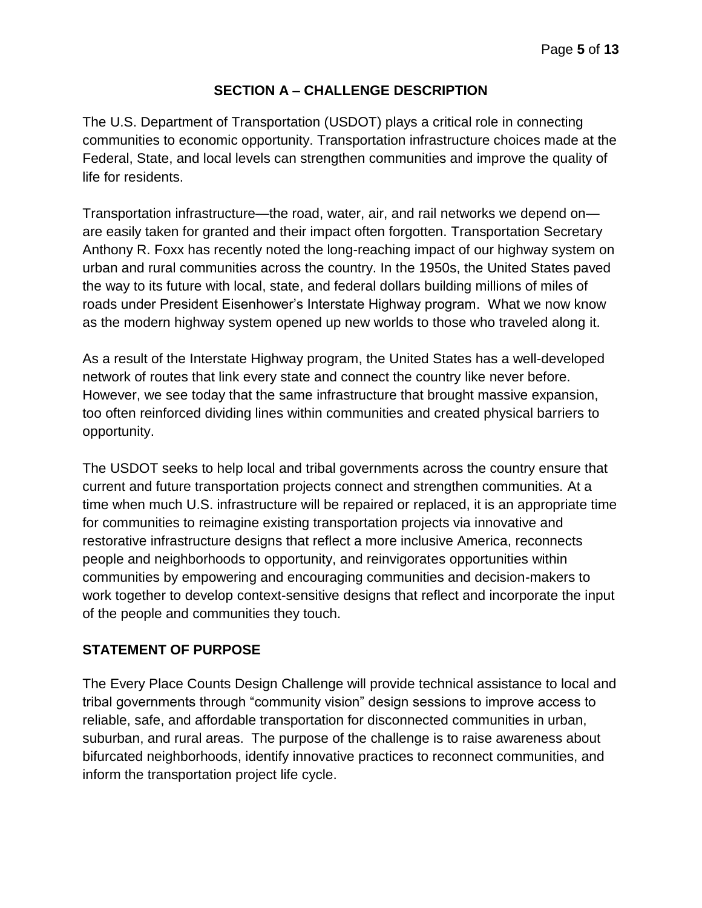## SECTION A – CHALLENGE DESCRIPTION

The U.S. Department of Transportation (USDOT) plays a critical role in connecting communities to economic opportunity. Transportation infrastructure choices made at the Federal, State, and local levels can strengthen communities and improve the quality of life for residents.

Transportation infrastructure—the road, water, air, and rail networks we depend on—are easily taken for granted and their impact often forgotten. Transportation Secretary Anthony R. Foxx has recently noted the long-reaching impact of our highway system on urban and rural communities across the country. In the 1950s, the United States paved the way to its future with local, state, and federal dollars building millions of miles of roads under President Eisenhower's Interstate Highway program. What we now know as the modern highway system opened up new worlds to those who traveled along it.

As a result of the Interstate Highway program, the United States has a well-developed network of routes that link every state and connect the country like never before. However, we see today that the same infrastructure that brought massive expansion, too often reinforced dividing lines within communities and created physical barriers to opportunity.

The USDOT seeks to help local and tribal governments across the country ensure that current and future transportation projects connect and strengthen communities. At a time when much U.S. infrastructure will be repaired or replaced, it is an appropriate time for communities to reimagine existing transportation projects via innovative and restorative infrastructure designs that reflect a more inclusive America, reconnects people and neighborhoods to opportunity, and reinvigorates opportunities within communities by empowering and encouraging communities and decision-makers to work together to develop context-sensitive designs that reflect and incorporate the input of the people and communities they touch.

### STATEMENT OF PURPOSE

The Every Place Counts Design Challenge will provide technical assistance to local and tribal governments through "community vision" design sessions to improve access to reliable, safe, and affordable transportation for disconnected communities in urban, suburban, and rural areas. The purpose of the challenge is to raise awareness about bifurcated neighborhoods, identify innovative practices to reconnect communities, and inform the transportation project life cycle.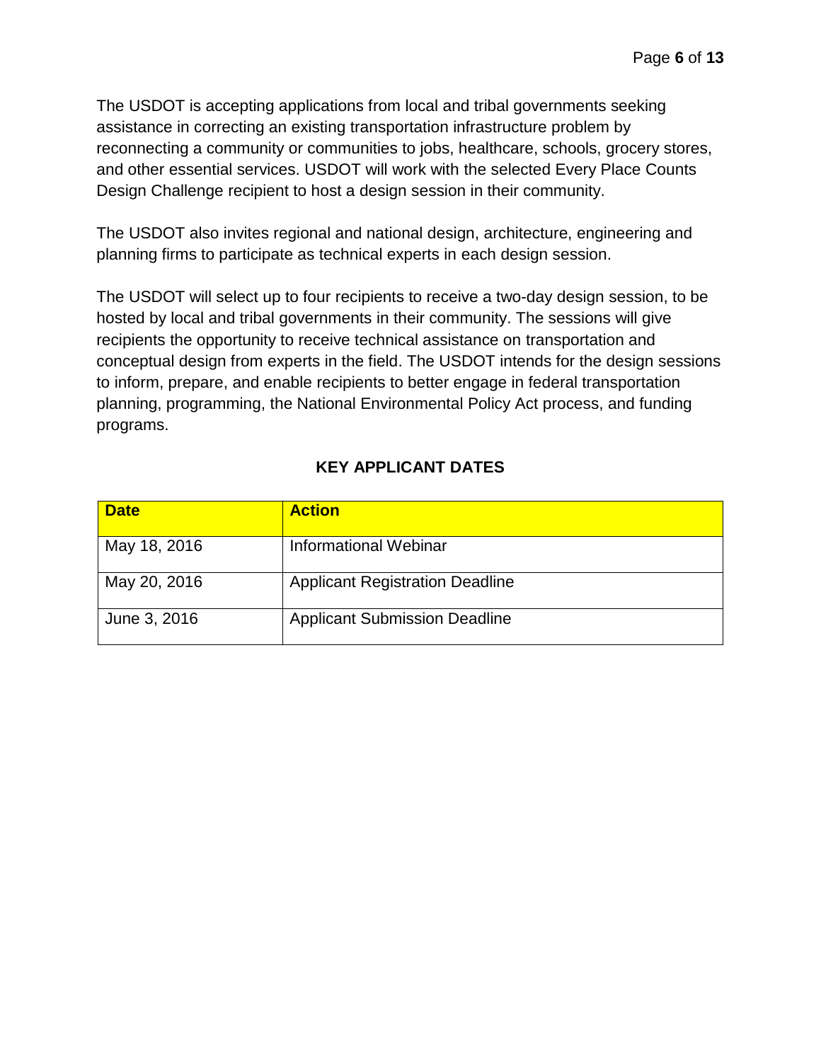The USDOT is accepting applications from local and tribal governments seeking assistance in correcting an existing transportation infrastructure problem by reconnecting a community or communities to jobs, healthcare, schools, grocery stores, and other essential services. USDOT will work with the selected Every Place Counts Design Challenge recipient to host a design session in their community.

The USDOT also invites regional and national design, architecture, engineering and planning firms to participate as technical experts in each design session.

The USDOT will select up to four recipients to receive a two-day design session, to be hosted by local and tribal governments in their community. The sessions will give recipients the opportunity to receive technical assistance on transportation and conceptual design from experts in the field. The USDOT intends for the design sessions to inform, prepare, and enable recipients to better engage in federal transportation planning, programming, the National Environmental Policy Act process, and funding programs.

## KEY APPLICANT DATES

| Date | Action |
|---|---|
| May 18, 2016 | Informational Webinar |
| May 20, 2016 | Applicant Registration Deadline |
| June 3, 2016 | Applicant Submission Deadline |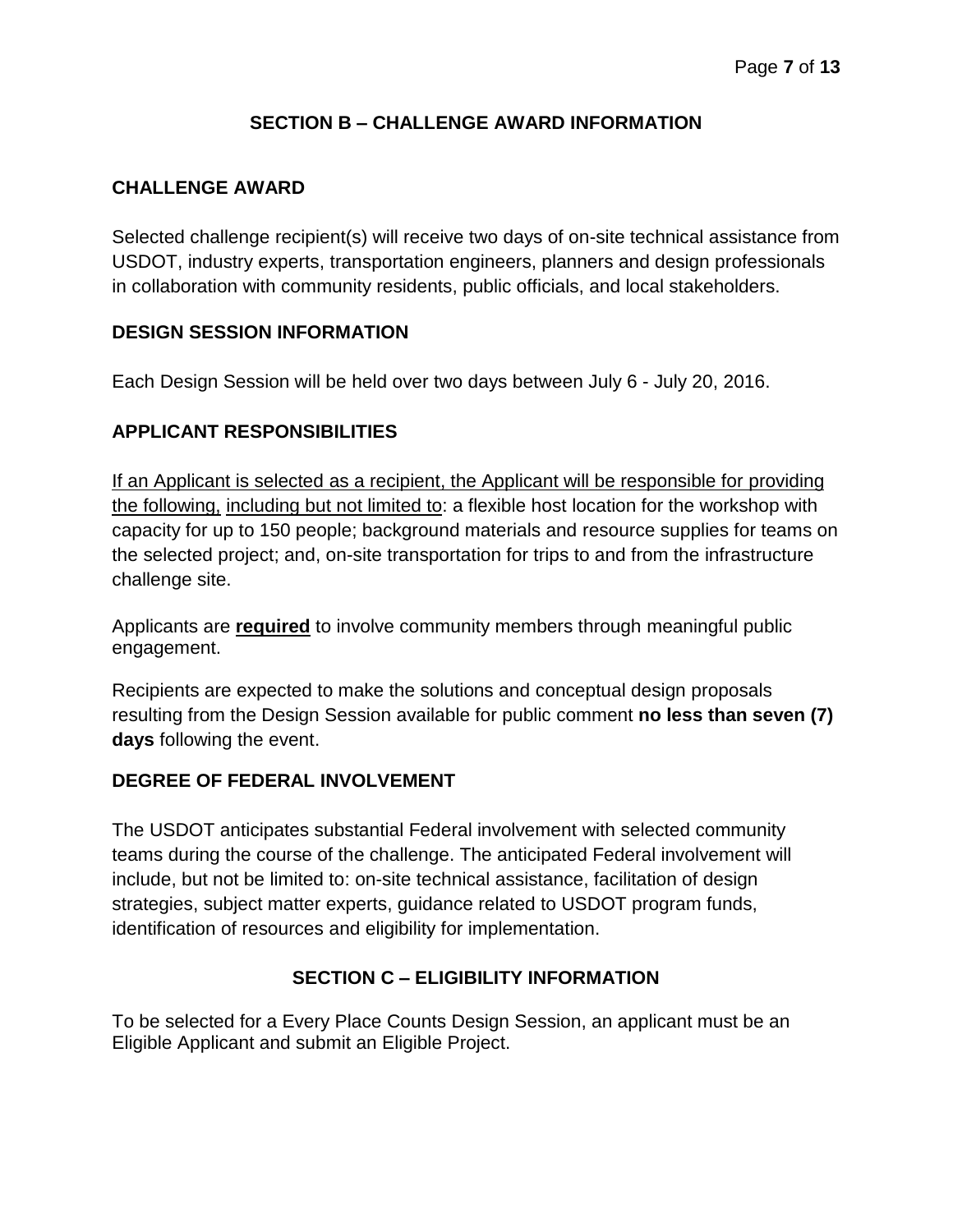## SECTION B – CHALLENGE AWARD INFORMATION

### CHALLENGE AWARD

Selected challenge recipient(s) will receive two days of on-site technical assistance from USDOT, industry experts, transportation engineers, planners and design professionals in collaboration with community residents, public officials, and local stakeholders.

### DESIGN SESSION INFORMATION

Each Design Session will be held over two days between July 6 - July 20, 2016.

### APPLICANT RESPONSIBILITIES

If an Applicant is selected as a recipient, the Applicant will be responsible for providing the following, including but not limited to: a flexible host location for the workshop with capacity for up to 150 people; background materials and resource supplies for teams on the selected project; and, on-site transportation for trips to and from the infrastructure challenge site.

Applicants are **required** to involve community members through meaningful public engagement.

Recipients are expected to make the solutions and conceptual design proposals resulting from the Design Session available for public comment **no less than seven (7) days** following the event.

### DEGREE OF FEDERAL INVOLVEMENT

The USDOT anticipates substantial Federal involvement with selected community teams during the course of the challenge. The anticipated Federal involvement will include, but not be limited to: on-site technical assistance, facilitation of design strategies, subject matter experts, guidance related to USDOT program funds, identification of resources and eligibility for implementation.

## SECTION C – ELIGIBILITY INFORMATION

To be selected for a Every Place Counts Design Session, an applicant must be an Eligible Applicant and submit an Eligible Project.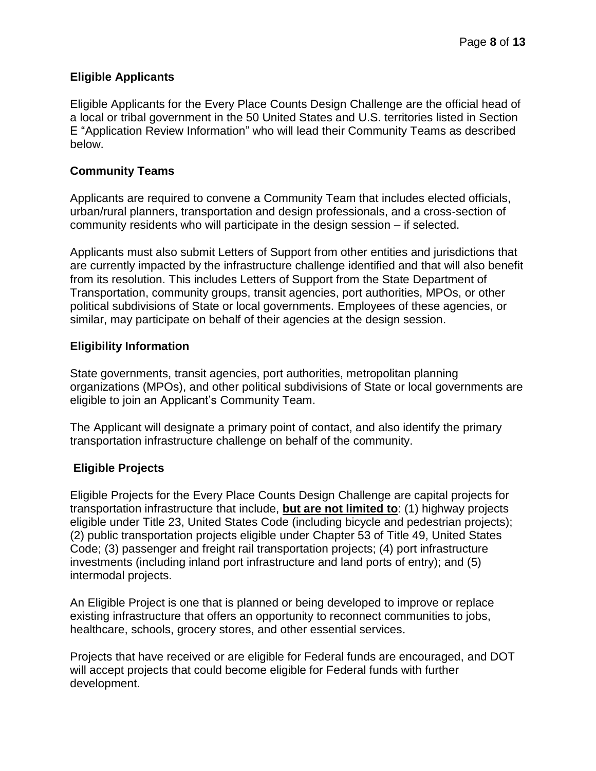## Eligible Applicants

Eligible Applicants for the Every Place Counts Design Challenge are the official head of a local or tribal government in the 50 United States and U.S. territories listed in Section E "Application Review Information" who will lead their Community Teams as described below.

## Community Teams

Applicants are required to convene a Community Team that includes elected officials, urban/rural planners, transportation and design professionals, and a cross-section of community residents who will participate in the design session – if selected.

Applicants must also submit Letters of Support from other entities and jurisdictions that are currently impacted by the infrastructure challenge identified and that will also benefit from its resolution. This includes Letters of Support from the State Department of Transportation, community groups, transit agencies, port authorities, MPOs, or other political subdivisions of State or local governments. Employees of these agencies, or similar, may participate on behalf of their agencies at the design session.

## Eligibility Information

State governments, transit agencies, port authorities, metropolitan planning organizations (MPOs), and other political subdivisions of State or local governments are eligible to join an Applicant's Community Team.

The Applicant will designate a primary point of contact, and also identify the primary transportation infrastructure challenge on behalf of the community.

## Eligible Projects

Eligible Projects for the Every Place Counts Design Challenge are capital projects for transportation infrastructure that include, **<u>but are not limited to</u>**: (1) highway projects eligible under Title 23, United States Code (including bicycle and pedestrian projects); (2) public transportation projects eligible under Chapter 53 of Title 49, United States Code; (3) passenger and freight rail transportation projects; (4) port infrastructure investments (including inland port infrastructure and land ports of entry); and (5) intermodal projects.

An Eligible Project is one that is planned or being developed to improve or replace existing infrastructure that offers an opportunity to reconnect communities to jobs, healthcare, schools, grocery stores, and other essential services.

Projects that have received or are eligible for Federal funds are encouraged, and DOT will accept projects that could become eligible for Federal funds with further development.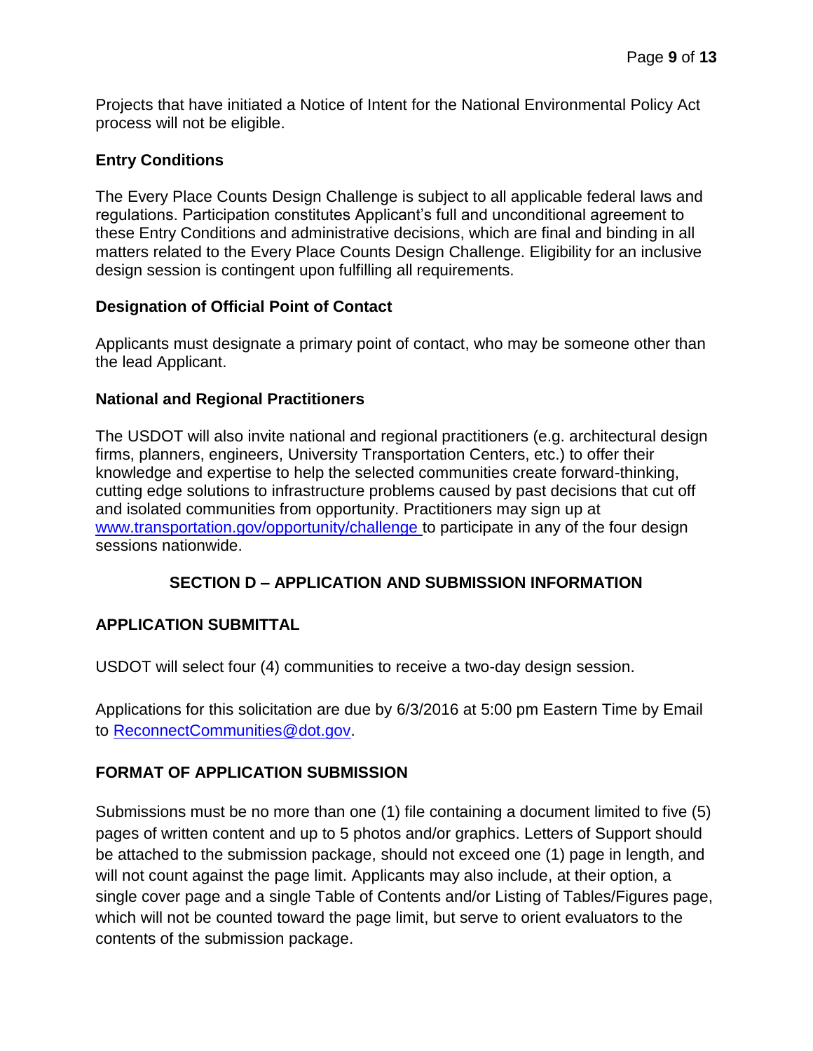Projects that have initiated a Notice of Intent for the National Environmental Policy Act process will not be eligible.

**Entry Conditions**

The Every Place Counts Design Challenge is subject to all applicable federal laws and regulations. Participation constitutes Applicant's full and unconditional agreement to these Entry Conditions and administrative decisions, which are final and binding in all matters related to the Every Place Counts Design Challenge. Eligibility for an inclusive design session is contingent upon fulfilling all requirements.

**Designation of Official Point of Contact**

Applicants must designate a primary point of contact, who may be someone other than the lead Applicant.

**National and Regional Practitioners**

The USDOT will also invite national and regional practitioners (e.g. architectural design firms, planners, engineers, University Transportation Centers, etc.) to offer their knowledge and expertise to help the selected communities create forward-thinking, cutting edge solutions to infrastructure problems caused by past decisions that cut off and isolated communities from opportunity. Practitioners may sign up at [www.transportation.gov/opportunity/challenge](www.transportation.gov/opportunity/challenge) to participate in any of the four design sessions nationwide.

## SECTION D – APPLICATION AND SUBMISSION INFORMATION

### APPLICATION SUBMITTAL

USDOT will select four (4) communities to receive a two-day design session.

Applications for this solicitation are due by 6/3/2016 at 5:00 pm Eastern Time by Email to [ReconnectCommunities@dot.gov](mailto:ReconnectCommunities@dot.gov).

### FORMAT OF APPLICATION SUBMISSION

Submissions must be no more than one (1) file containing a document limited to five (5) pages of written content and up to 5 photos and/or graphics. Letters of Support should be attached to the submission package, should not exceed one (1) page in length, and will not count against the page limit. Applicants may also include, at their option, a single cover page and a single Table of Contents and/or Listing of Tables/Figures page, which will not be counted toward the page limit, but serve to orient evaluators to the contents of the submission package.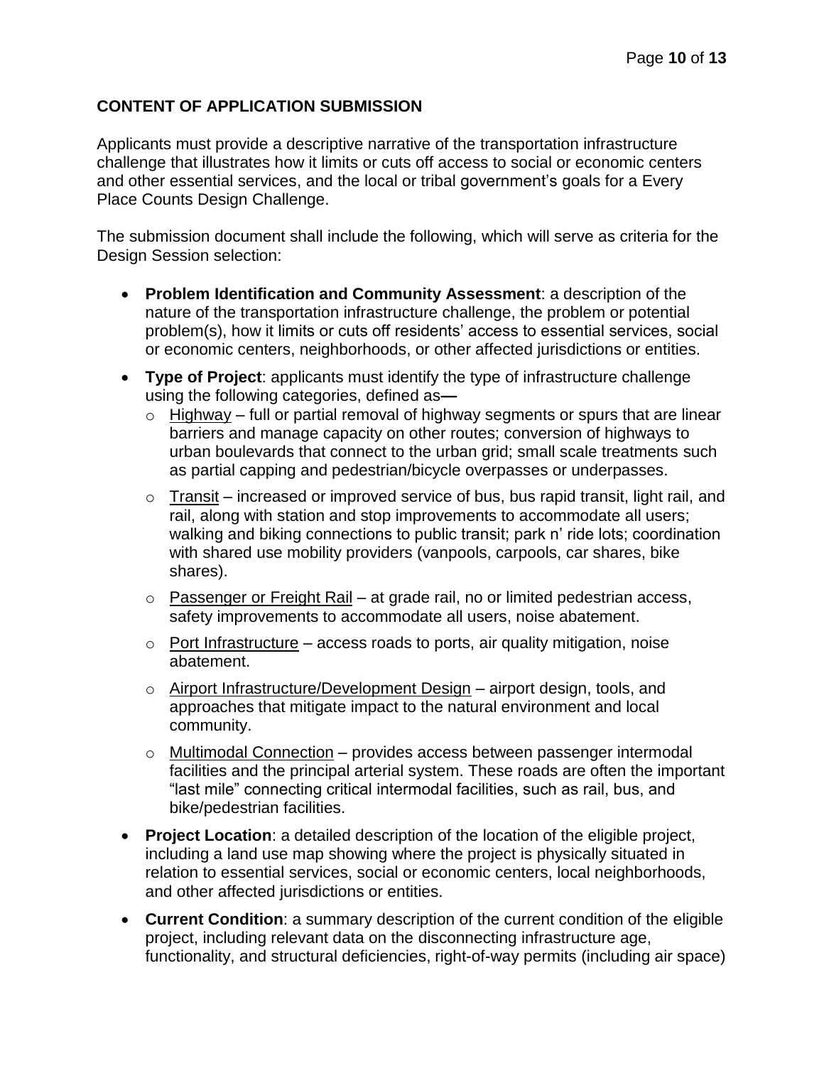## CONTENT OF APPLICATION SUBMISSION

Applicants must provide a descriptive narrative of the transportation infrastructure challenge that illustrates how it limits or cuts off access to social or economic centers and other essential services, and the local or tribal government's goals for a Every Place Counts Design Challenge.

The submission document shall include the following, which will serve as criteria for the Design Session selection:

- **Problem Identification and Community Assessment**: a description of the nature of the transportation infrastructure challenge, the problem or potential problem(s), how it limits or cuts off residents' access to essential services, social or economic centers, neighborhoods, or other affected jurisdictions or entities.
- **Type of Project**: applicants must identify the type of infrastructure challenge using the following categories, defined as**—**
  - Highway – full or partial removal of highway segments or spurs that are linear barriers and manage capacity on other routes; conversion of highways to urban boulevards that connect to the urban grid; small scale treatments such as partial capping and pedestrian/bicycle overpasses or underpasses.
  - Transit – increased or improved service of bus, bus rapid transit, light rail, and rail, along with station and stop improvements to accommodate all users; walking and biking connections to public transit; park n' ride lots; coordination with shared use mobility providers (vanpools, carpools, car shares, bike shares).
  - Passenger or Freight Rail – at grade rail, no or limited pedestrian access, safety improvements to accommodate all users, noise abatement.
  - Port Infrastructure – access roads to ports, air quality mitigation, noise abatement.
  - Airport Infrastructure/Development Design – airport design, tools, and approaches that mitigate impact to the natural environment and local community.
  - Multimodal Connection – provides access between passenger intermodal facilities and the principal arterial system. These roads are often the important "last mile" connecting critical intermodal facilities, such as rail, bus, and bike/pedestrian facilities.
- **Project Location**: a detailed description of the location of the eligible project, including a land use map showing where the project is physically situated in relation to essential services, social or economic centers, local neighborhoods, and other affected jurisdictions or entities.
- **Current Condition**: a summary description of the current condition of the eligible project, including relevant data on the disconnecting infrastructure age, functionality, and structural deficiencies, right-of-way permits (including air space)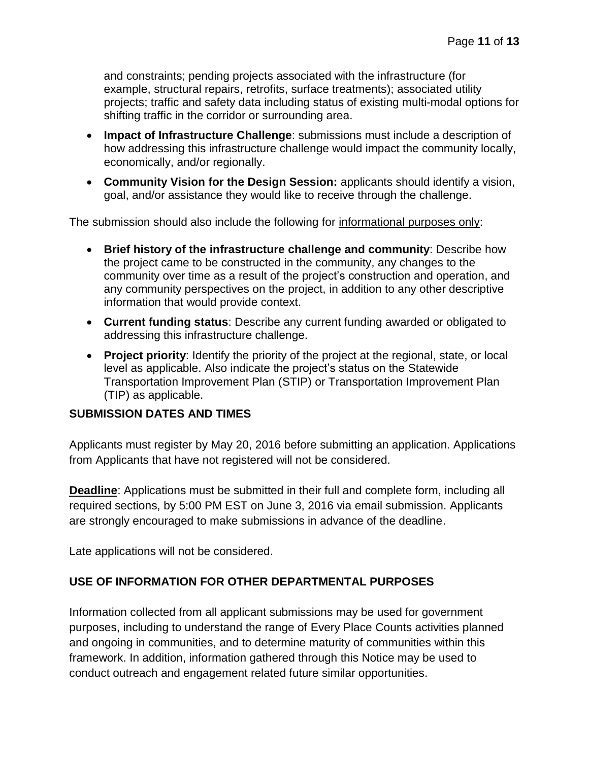and constraints; pending projects associated with the infrastructure (for example, structural repairs, retrofits, surface treatments); associated utility projects; traffic and safety data including status of existing multi-modal options for shifting traffic in the corridor or surrounding area.

- **Impact of Infrastructure Challenge**: submissions must include a description of how addressing this infrastructure challenge would impact the community locally, economically, and/or regionally.
- **Community Vision for the Design Session:** applicants should identify a vision, goal, and/or assistance they would like to receive through the challenge.

The submission should also include the following for <u>informational purposes only</u>:

- **Brief history of the infrastructure challenge and community**: Describe how the project came to be constructed in the community, any changes to the community over time as a result of the project's construction and operation, and any community perspectives on the project, in addition to any other descriptive information that would provide context.
- **Current funding status**: Describe any current funding awarded or obligated to addressing this infrastructure challenge.
- **Project priority**: Identify the priority of the project at the regional, state, or local level as applicable. Also indicate the project's status on the Statewide Transportation Improvement Plan (STIP) or Transportation Improvement Plan (TIP) as applicable.

## SUBMISSION DATES AND TIMES

Applicants must register by May 20, 2016 before submitting an application. Applications from Applicants that have not registered will not be considered.

**<u>Deadline</u>**: Applications must be submitted in their full and complete form, including all required sections, by 5:00 PM EST on June 3, 2016 via email submission. Applicants are strongly encouraged to make submissions in advance of the deadline.

Late applications will not be considered.

## USE OF INFORMATION FOR OTHER DEPARTMENTAL PURPOSES

Information collected from all applicant submissions may be used for government purposes, including to understand the range of Every Place Counts activities planned and ongoing in communities, and to determine maturity of communities within this framework. In addition, information gathered through this Notice may be used to conduct outreach and engagement related future similar opportunities.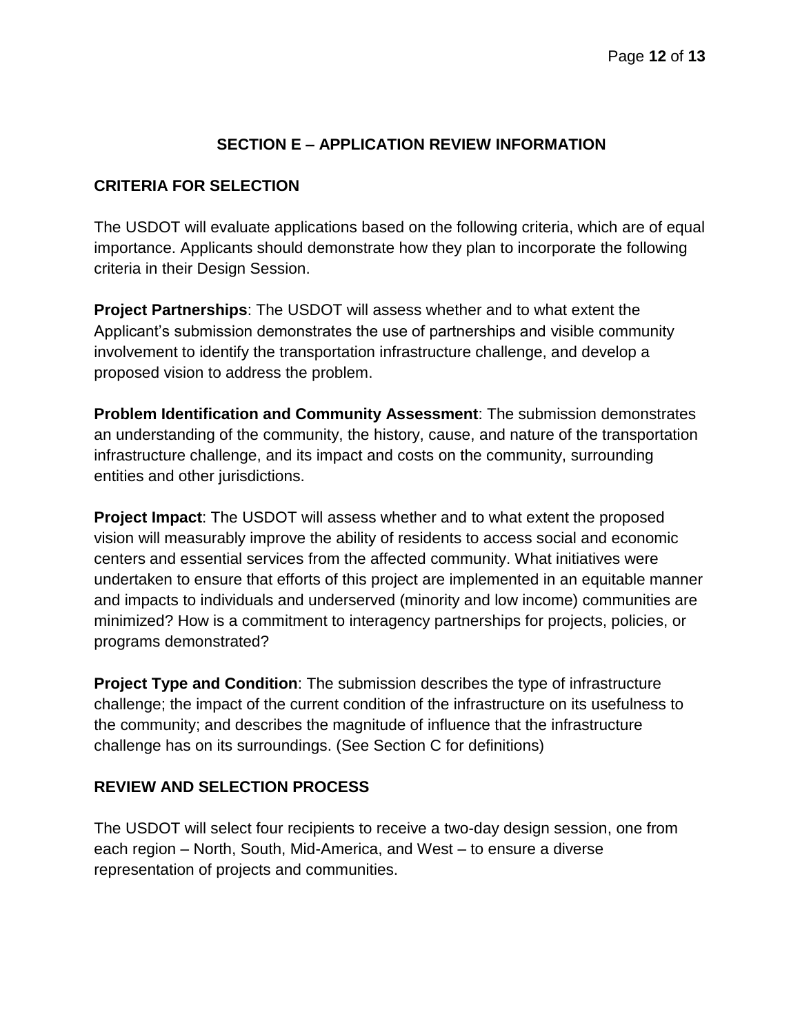## SECTION E – APPLICATION REVIEW INFORMATION

### CRITERIA FOR SELECTION

The USDOT will evaluate applications based on the following criteria, which are of equal importance. Applicants should demonstrate how they plan to incorporate the following criteria in their Design Session.

**Project Partnerships**: The USDOT will assess whether and to what extent the Applicant's submission demonstrates the use of partnerships and visible community involvement to identify the transportation infrastructure challenge, and develop a proposed vision to address the problem.

**Problem Identification and Community Assessment**: The submission demonstrates an understanding of the community, the history, cause, and nature of the transportation infrastructure challenge, and its impact and costs on the community, surrounding entities and other jurisdictions.

**Project Impact**: The USDOT will assess whether and to what extent the proposed vision will measurably improve the ability of residents to access social and economic centers and essential services from the affected community. What initiatives were undertaken to ensure that efforts of this project are implemented in an equitable manner and impacts to individuals and underserved (minority and low income) communities are minimized? How is a commitment to interagency partnerships for projects, policies, or programs demonstrated?

**Project Type and Condition**: The submission describes the type of infrastructure challenge; the impact of the current condition of the infrastructure on its usefulness to the community; and describes the magnitude of influence that the infrastructure challenge has on its surroundings. (See Section C for definitions)

### REVIEW AND SELECTION PROCESS

The USDOT will select four recipients to receive a two-day design session, one from each region – North, South, Mid-America, and West – to ensure a diverse representation of projects and communities.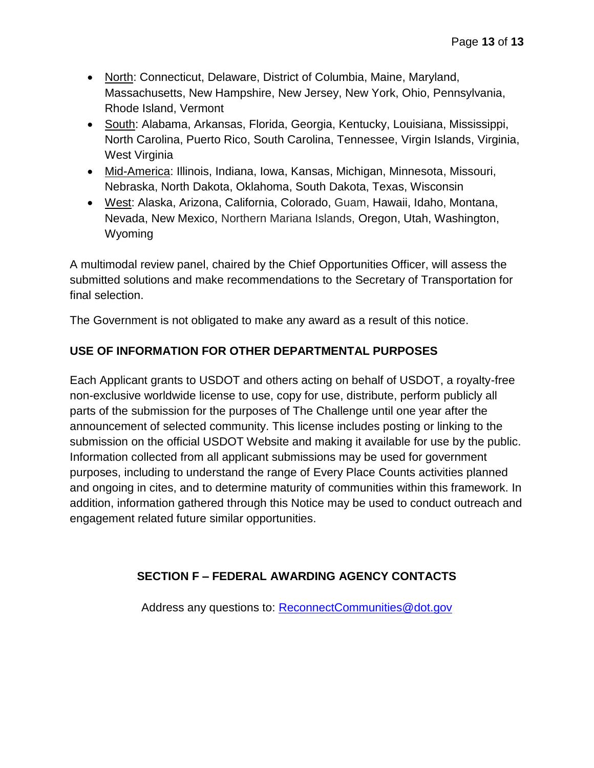- North: Connecticut, Delaware, District of Columbia, Maine, Maryland, Massachusetts, New Hampshire, New Jersey, New York, Ohio, Pennsylvania, Rhode Island, Vermont
- South: Alabama, Arkansas, Florida, Georgia, Kentucky, Louisiana, Mississippi, North Carolina, Puerto Rico, South Carolina, Tennessee, Virgin Islands, Virginia, West Virginia
- Mid-America: Illinois, Indiana, Iowa, Kansas, Michigan, Minnesota, Missouri, Nebraska, North Dakota, Oklahoma, South Dakota, Texas, Wisconsin
- West: Alaska, Arizona, California, Colorado, Guam, Hawaii, Idaho, Montana, Nevada, New Mexico, Northern Mariana Islands, Oregon, Utah, Washington, Wyoming

A multimodal review panel, chaired by the Chief Opportunities Officer, will assess the submitted solutions and make recommendations to the Secretary of Transportation for final selection.

The Government is not obligated to make any award as a result of this notice.

**USE OF INFORMATION FOR OTHER DEPARTMENTAL PURPOSES**

Each Applicant grants to USDOT and others acting on behalf of USDOT, a royalty-free non-exclusive worldwide license to use, copy for use, distribute, perform publicly all parts of the submission for the purposes of The Challenge until one year after the announcement of selected community. This license includes posting or linking to the submission on the official USDOT Website and making it available for use by the public. Information collected from all applicant submissions may be used for government purposes, including to understand the range of Every Place Counts activities planned and ongoing in cites, and to determine maturity of communities within this framework. In addition, information gathered through this Notice may be used to conduct outreach and engagement related future similar opportunities.

## SECTION F – FEDERAL AWARDING AGENCY CONTACTS

Address any questions to: ReconnectCommunities@dot.gov